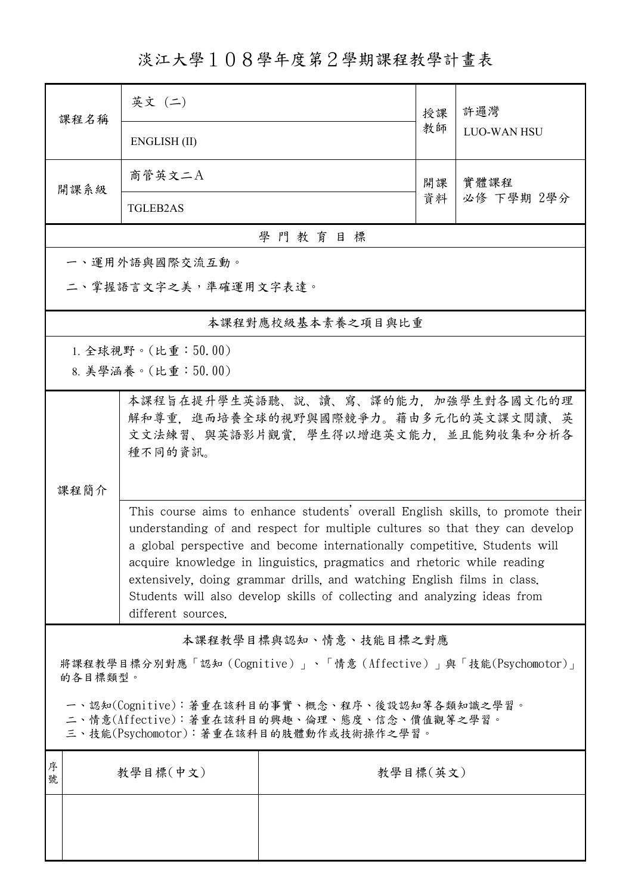# 淡江大學１０８學年度第２學期課程教學計畫表

| 課程名稱 | 英文 (二) | 授課教師 | 許邏灣 |
|---|---|---|---|
| | ENGLISH (II) | | LUO-WAN HSU |
| 開課系級 | 商管英文二A | 開課資料 | 實體課程 必修 下學期 2學分 |
| | TGLEB2AS | | |

## 學 門 教 育 目 標

一、運用外語與國際交流互動。

二、掌握語言文字之美，準確運用文字表達。

## 本課程對應校級基本素養之項目與比重

1. 全球視野。(比重：50.00)
8. 美學涵養。(比重：50.00)

## 課程簡介

本課程旨在提升學生英語聽、說、讀、寫、譯的能力，加強學生對各國文化的理解和尊重，進而培養全球的視野與國際競爭力。藉由多元化的英文課文閱讀、英文文法練習、與英語影片觀賞，學生得以增進英文能力，並且能夠收集和分析各種不同的資訊。

This course aims to enhance students' overall English skills, to promote their understanding of and respect for multiple cultures so that they can develop a global perspective and become internationally competitive. Students will acquire knowledge in linguistics, pragmatics and rhetoric while reading extensively, doing grammar drills, and watching English films in class. Students will also develop skills of collecting and analyzing ideas from different sources.

## 本課程教學目標與認知、情意、技能目標之對應

將課程教學目標分別對應「認知（Cognitive）」、「情意（Affective）」與「技能(Psychomotor)」的各目標類型。

一、認知(Cognitive)：著重在該科目的事實、概念、程序、後設認知等各類知識之學習。
二、情意(Affective)：著重在該科目的興趣、倫理、態度、信念、價值觀等之學習。
三、技能(Psychomotor)：著重在該科目的肢體動作或技術操作之學習。

| 序號 | 教學目標(中文) | 教學目標(英文) |
|---|---|---|
| | | |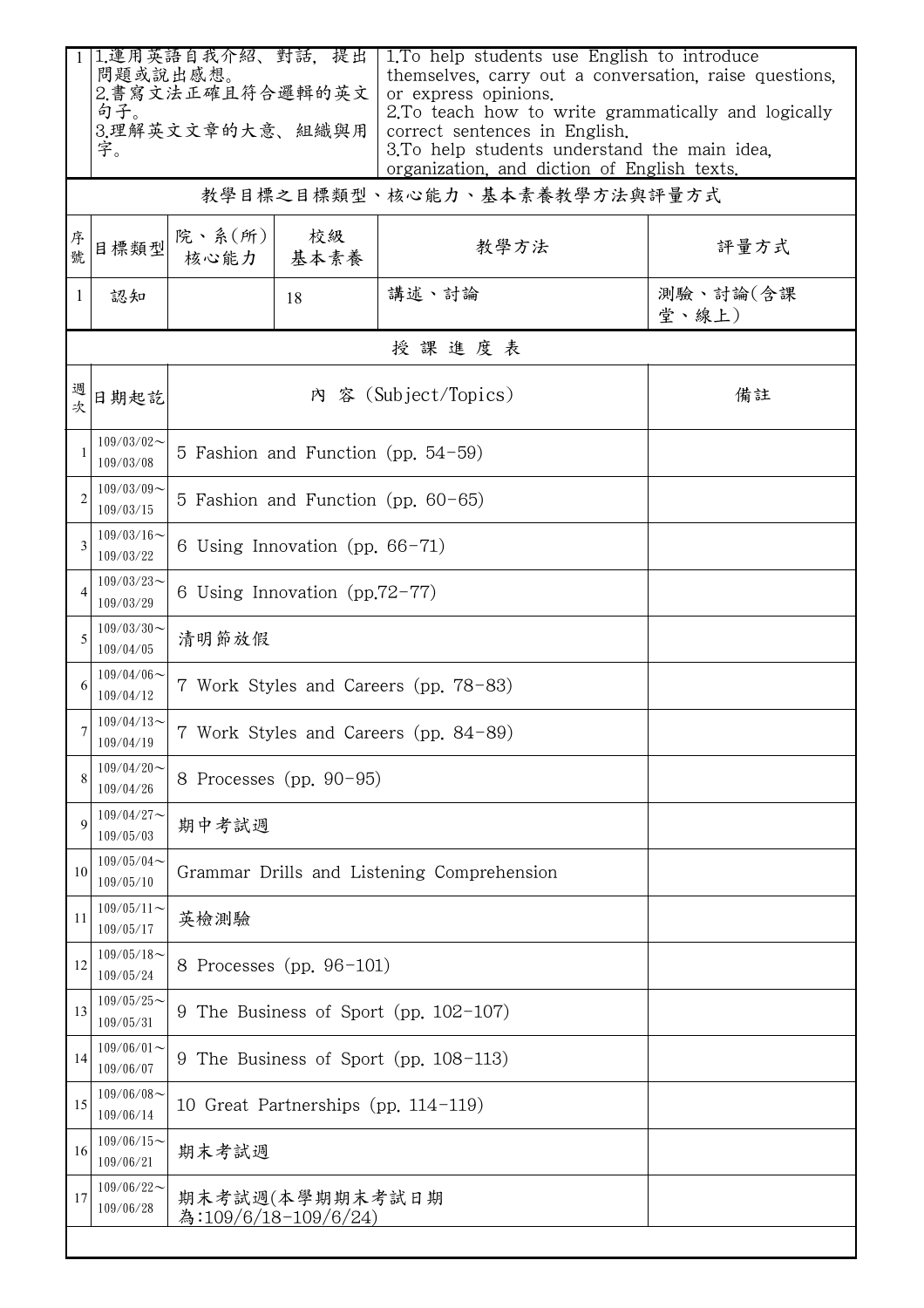| 1 | 1.運用英語自我介紹、對話，提出問題或說出感想。<br>2.書寫文法正確且符合邏輯的英文句子。<br>3.理解英文文章的大意、組織與用字。 | 1.To help students use English to introduce themselves, carry out a conversation, raise questions, or express opinions.<br>2.To teach how to write grammatically and logically correct sentences in English.<br>3.To help students understand the main idea, organization, and diction of English texts. |
|---|---|---|

**教學目標之目標類型、核心能力、基本素養教學方法與評量方式**

| 序號 | 目標類型 | 院、系(所)核心能力 | 校級基本素養 | 教學方法 | 評量方式 |
|---|---|---|---|---|---|
| 1 | 認知 | | 18 | 講述、討論 | 測驗、討論(含課堂、線上) |

**授課進度表**

| 週次 | 日期起訖 | 內 容 (Subject/Topics) | 備註 |
|---|---|---|---|
| 1 | 109/03/02～109/03/08 | 5 Fashion and Function (pp. 54-59) | |
| 2 | 109/03/09～109/03/15 | 5 Fashion and Function (pp. 60-65) | |
| 3 | 109/03/16～109/03/22 | 6 Using Innovation (pp. 66-71) | |
| 4 | 109/03/23～109/03/29 | 6 Using Innovation (pp.72-77) | |
| 5 | 109/03/30～109/04/05 | 清明節放假 | |
| 6 | 109/04/06～109/04/12 | 7 Work Styles and Careers (pp. 78-83) | |
| 7 | 109/04/13～109/04/19 | 7 Work Styles and Careers (pp. 84-89) | |
| 8 | 109/04/20～109/04/26 | 8 Processes (pp. 90-95) | |
| 9 | 109/04/27～109/05/03 | 期中考試週 | |
| 10 | 109/05/04～109/05/10 | Grammar Drills and Listening Comprehension | |
| 11 | 109/05/11～109/05/17 | 英檢測驗 | |
| 12 | 109/05/18～109/05/24 | 8 Processes (pp. 96-101) | |
| 13 | 109/05/25～109/05/31 | 9 The Business of Sport (pp. 102-107) | |
| 14 | 109/06/01～109/06/07 | 9 The Business of Sport (pp. 108-113) | |
| 15 | 109/06/08～109/06/14 | 10 Great Partnerships (pp. 114-119) | |
| 16 | 109/06/15～109/06/21 | 期末考試週 | |
| 17 | 109/06/22～109/06/28 | 期末考試週(本學期期末考試日期為:109/6/18-109/6/24) | |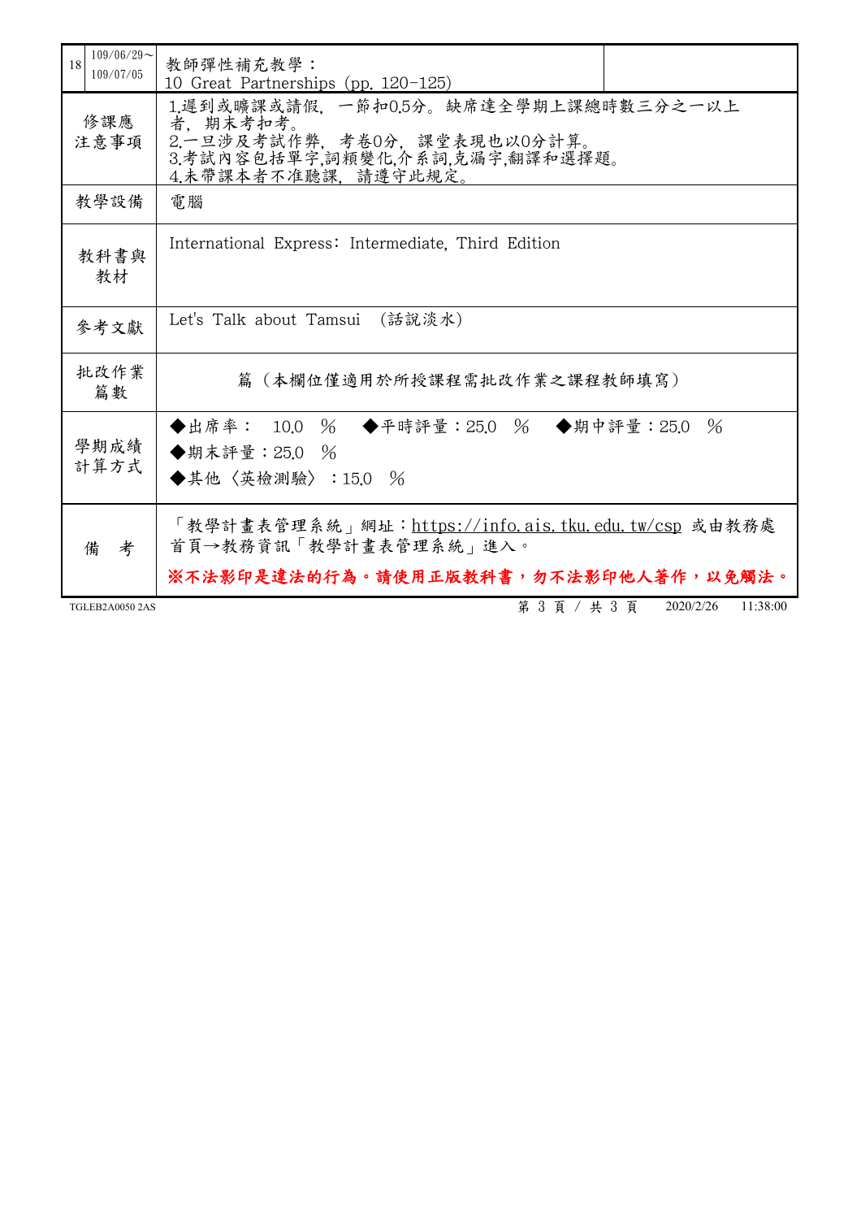| | | | |
|---|---|---|---|
| 18 | 109/06/29～<br>109/07/05 | 教師彈性補充教學：<br>10 Great Partnerships (pp. 120-125) | |
| 修課應注意事項 | | 1.遲到或曠課或請假，一節扣0.5分。缺席達全學期上課總時數三分之一以上者，期末考扣考。<br>2.一旦涉及考試作弊，考卷0分，課堂表現也以0分計算。<br>3.考試內容包括單字,詞類變化,介系詞,克漏字,翻譯和選擇題。<br>4.未帶課本者不准聽課，請遵守此規定。 | |
| 教學設備 | | 電腦 | |
| 教科書與教材 | | International Express: Intermediate, Third Edition | |
| 參考文獻 | | Let's Talk about Tamsui （話說淡水） | |
| 批改作業篇數 | | 篇（本欄位僅適用於所授課程需批改作業之課程教師填寫） | |
| 學期成績計算方式 | | ◆出席率： 10.0 ％ ◆平時評量：25.0 ％ ◆期中評量：25.0 ％<br>◆期末評量：25.0 ％<br>◆其他〈英檢測驗〉：15.0 ％ | |
| 備　考 | | 「教學計畫表管理系統」網址：https://info.ais.tku.edu.tw/csp 或由教務處首頁→教務資訊「教學計畫表管理系統」進入。<br>**※不法影印是違法的行為。請使用正版教科書，勿不法影印他人著作，以免觸法。** | |

TGLEB2A0050 2AS　　2020/2/26 11:38:00